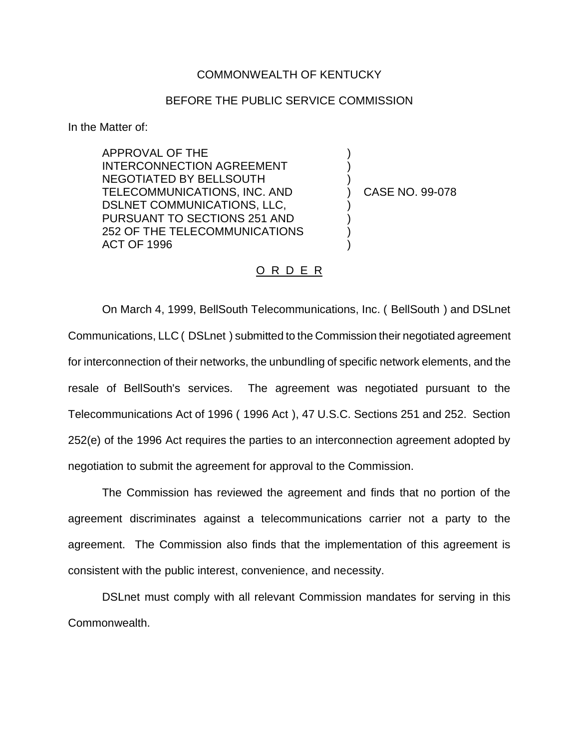COMMONWEALTH OF KENTUCKY

BEFORE THE PUBLIC SERVICE COMMISSION

In the Matter of:

| | | |
|---|---|---|
| APPROVAL OF THE INTERCONNECTION AGREEMENT NEGOTIATED BY BELLSOUTH TELECOMMUNICATIONS, INC. AND DSLNET COMMUNICATIONS, LLC, PURSUANT TO SECTIONS 251 AND 252 OF THE TELECOMMUNICATIONS ACT OF 1996 | ) | CASE NO. 99-078 |

## O R D E R

On March 4, 1999, BellSouth Telecommunications, Inc. ( BellSouth ) and DSLnet Communications, LLC ( DSLnet ) submitted to the Commission their negotiated agreement for interconnection of their networks, the unbundling of specific network elements, and the resale of BellSouth's services. The agreement was negotiated pursuant to the Telecommunications Act of 1996 ( 1996 Act ), 47 U.S.C. Sections 251 and 252. Section 252(e) of the 1996 Act requires the parties to an interconnection agreement adopted by negotiation to submit the agreement for approval to the Commission.

The Commission has reviewed the agreement and finds that no portion of the agreement discriminates against a telecommunications carrier not a party to the agreement. The Commission also finds that the implementation of this agreement is consistent with the public interest, convenience, and necessity.

DSLnet must comply with all relevant Commission mandates for serving in this Commonwealth.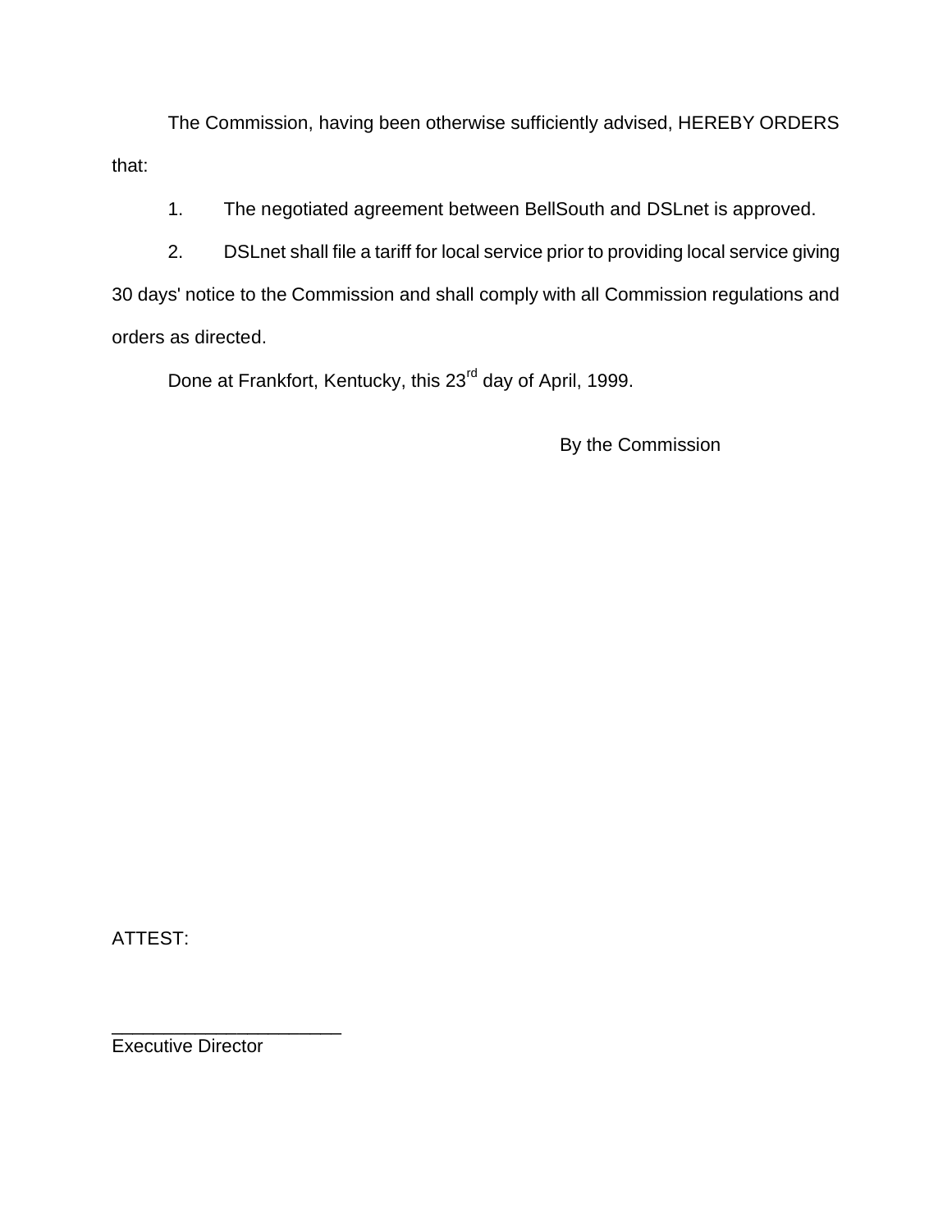The Commission, having been otherwise sufficiently advised, HEREBY ORDERS that:

1. The negotiated agreement between BellSouth and DSLnet is approved.

2. DSLnet shall file a tariff for local service prior to providing local service giving 30 days' notice to the Commission and shall comply with all Commission regulations and orders as directed.

Done at Frankfort, Kentucky, this 23rd day of April, 1999.

By the Commission

ATTEST:

\_\_\_\_\_\_\_\_\_\_\_\_\_\_\_\_\_\_\_\_\_\_
Executive Director